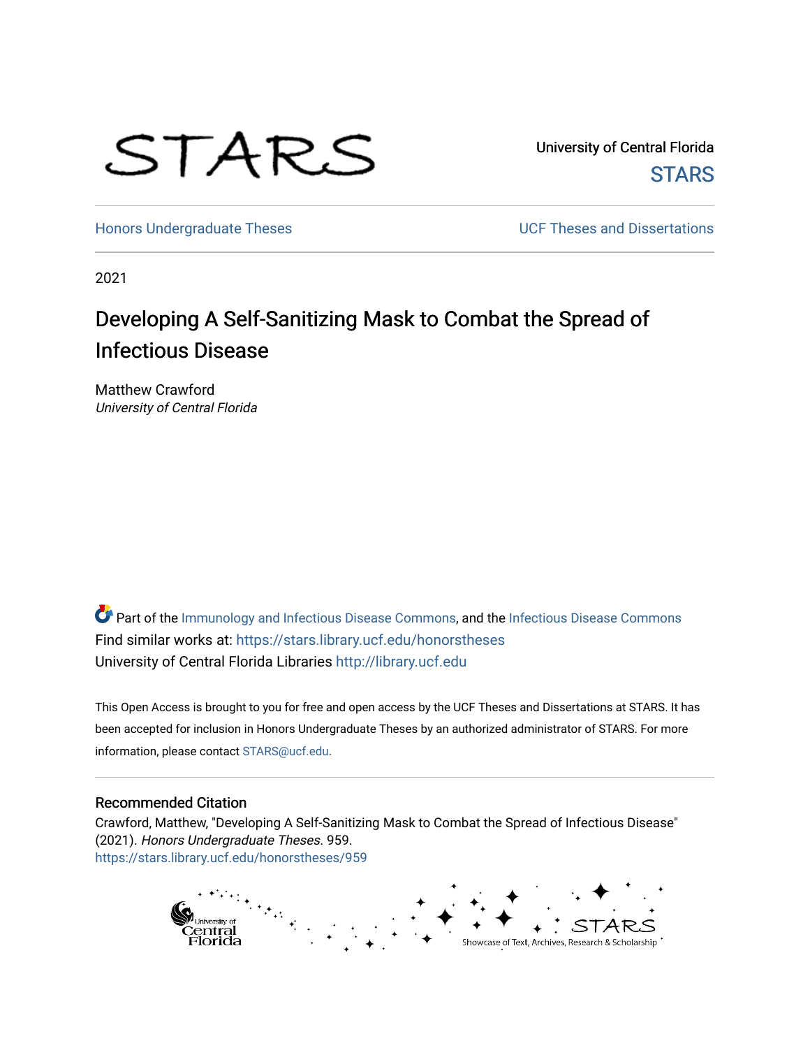STARS

University of Central Florida
STARS

Honors Undergraduate Theses | UCF Theses and Dissertations

2021

# Developing A Self-Sanitizing Mask to Combat the Spread of Infectious Disease

Matthew Crawford
*University of Central Florida*

Part of the Immunology and Infectious Disease Commons, and the Infectious Disease Commons
Find similar works at: https://stars.library.ucf.edu/honorstheses
University of Central Florida Libraries http://library.ucf.edu

This Open Access is brought to you for free and open access by the UCF Theses and Dissertations at STARS. It has been accepted for inclusion in Honors Undergraduate Theses by an authorized administrator of STARS. For more information, please contact STARS@ucf.edu.

## Recommended Citation

Crawford, Matthew, "Developing A Self-Sanitizing Mask to Combat the Spread of Infectious Disease" (2021). *Honors Undergraduate Theses*. 959.
https://stars.library.ucf.edu/honorstheses/959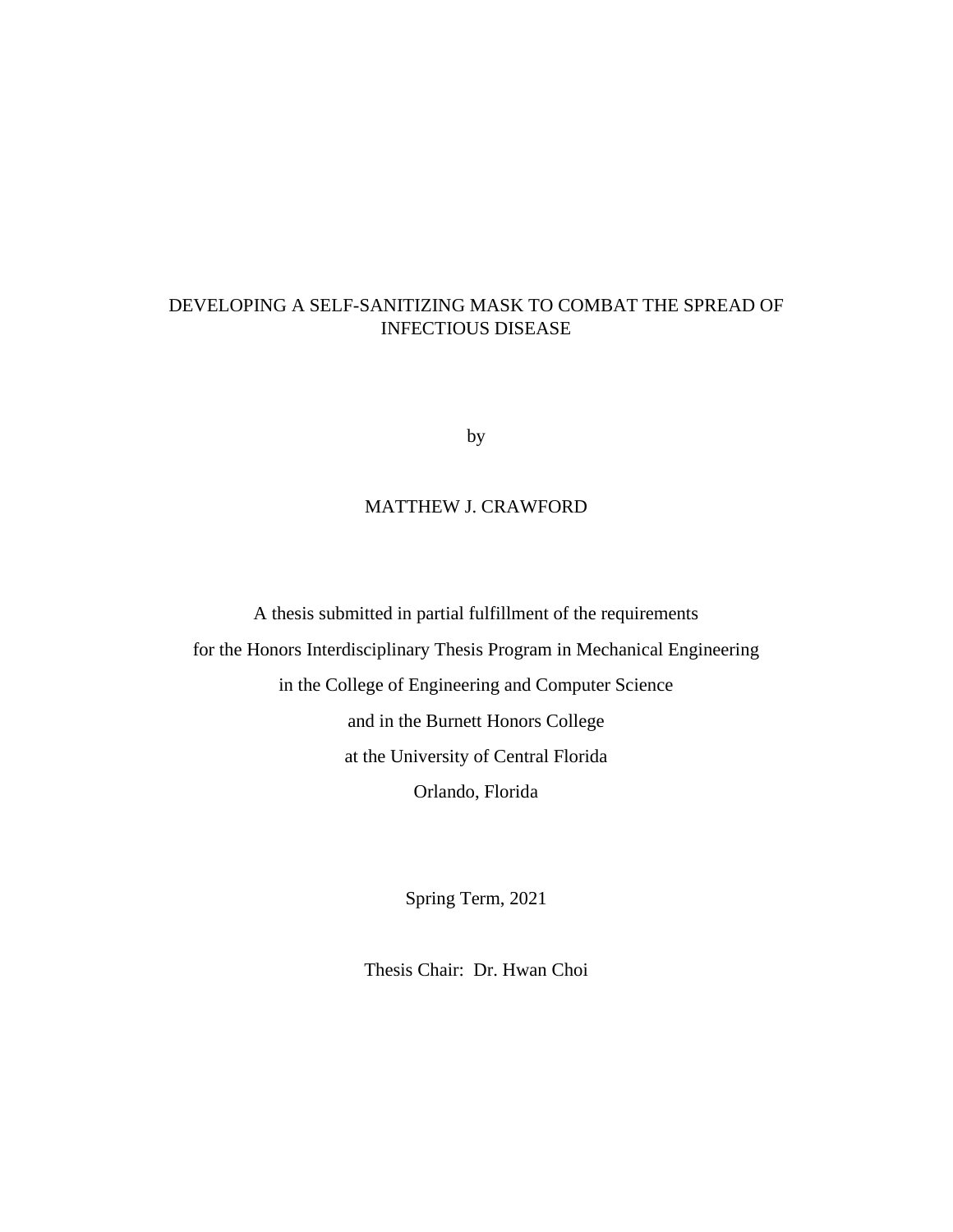# DEVELOPING A SELF-SANITIZING MASK TO COMBAT THE SPREAD OF INFECTIOUS DISEASE

by

MATTHEW J. CRAWFORD

A thesis submitted in partial fulfillment of the requirements
for the Honors Interdisciplinary Thesis Program in Mechanical Engineering
in the College of Engineering and Computer Science
and in the Burnett Honors College
at the University of Central Florida
Orlando, Florida

Spring Term, 2021

Thesis Chair: Dr. Hwan Choi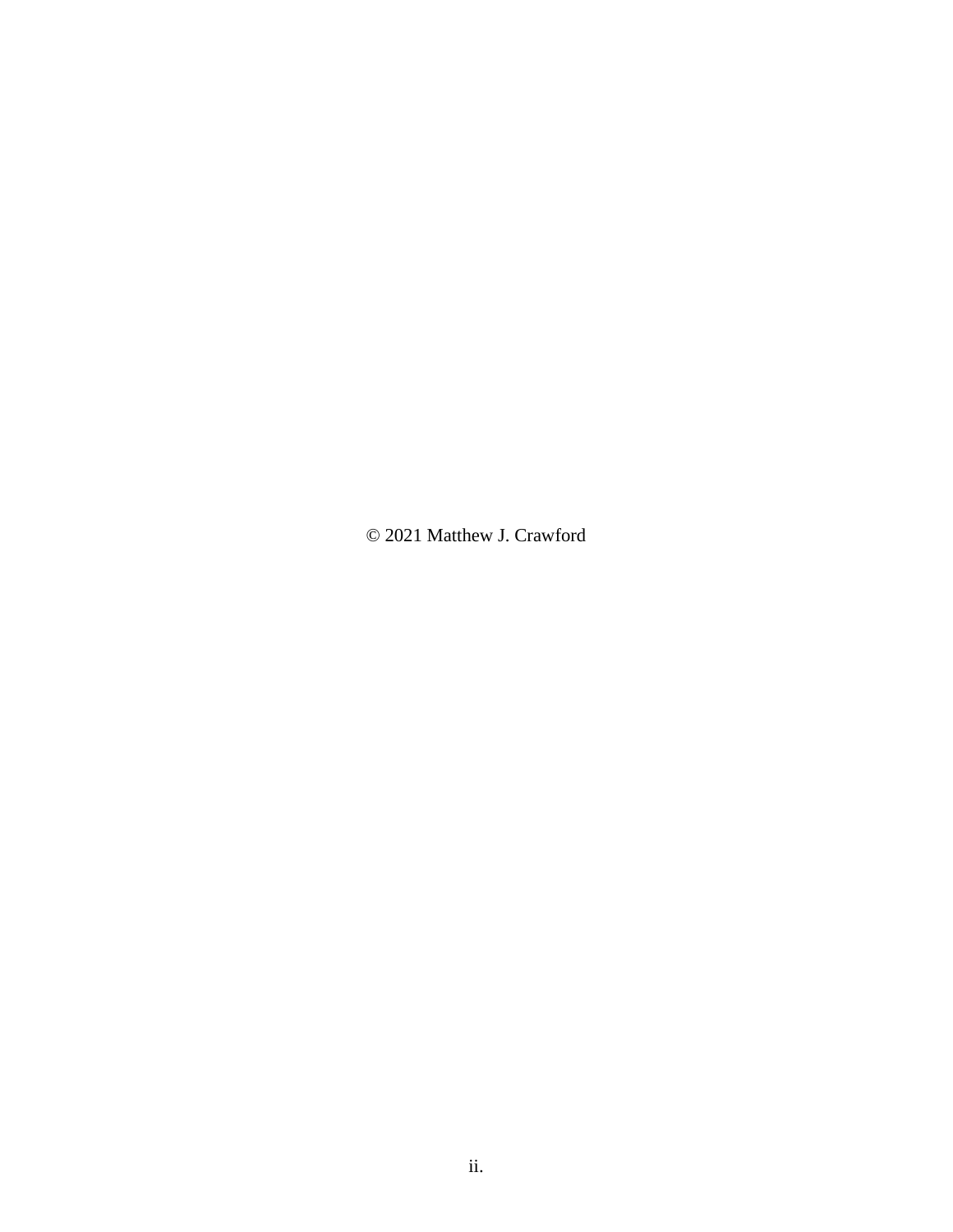© 2021 Matthew J. Crawford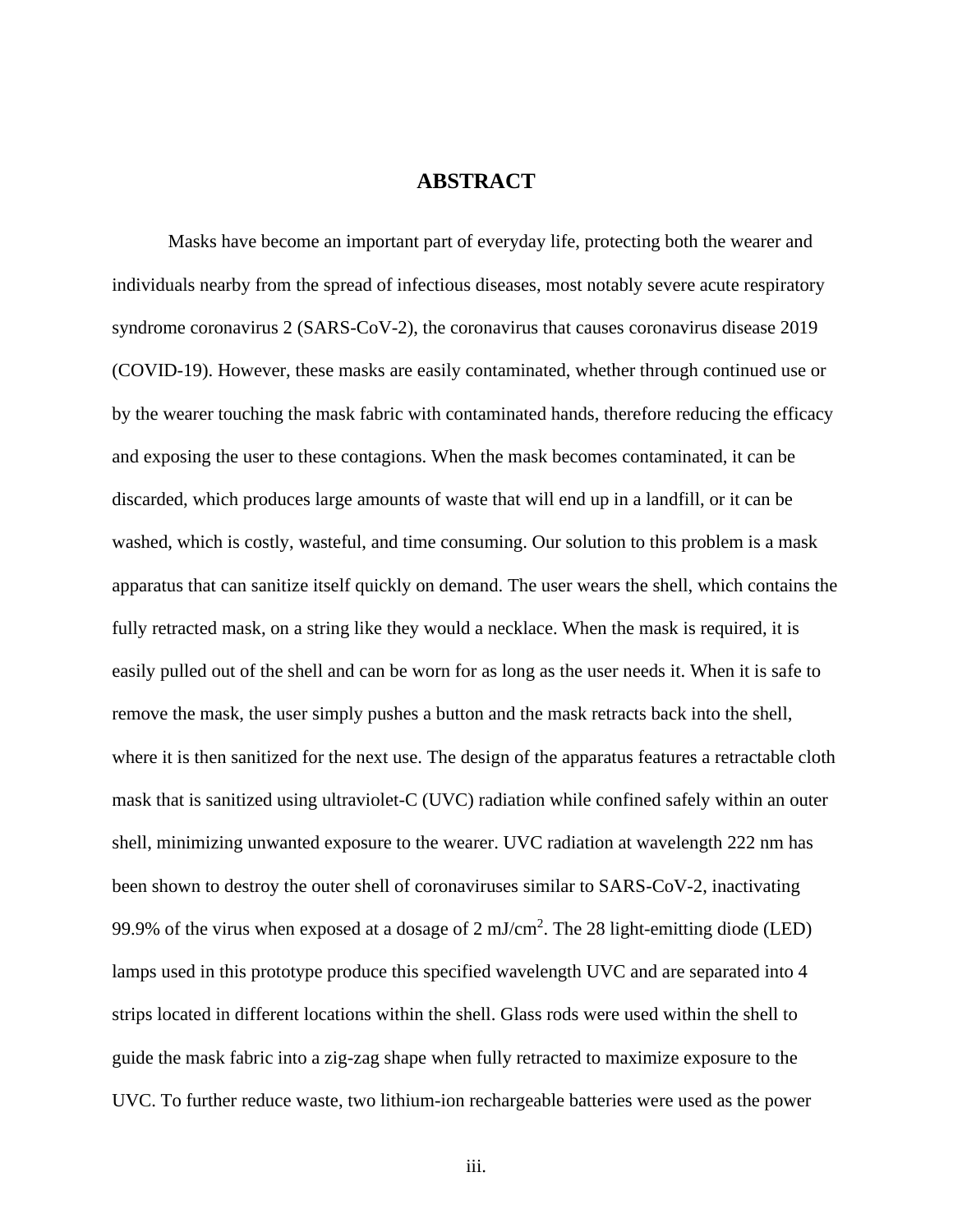# ABSTRACT

Masks have become an important part of everyday life, protecting both the wearer and individuals nearby from the spread of infectious diseases, most notably severe acute respiratory syndrome coronavirus 2 (SARS-CoV-2), the coronavirus that causes coronavirus disease 2019 (COVID-19). However, these masks are easily contaminated, whether through continued use or by the wearer touching the mask fabric with contaminated hands, therefore reducing the efficacy and exposing the user to these contagions. When the mask becomes contaminated, it can be discarded, which produces large amounts of waste that will end up in a landfill, or it can be washed, which is costly, wasteful, and time consuming. Our solution to this problem is a mask apparatus that can sanitize itself quickly on demand. The user wears the shell, which contains the fully retracted mask, on a string like they would a necklace. When the mask is required, it is easily pulled out of the shell and can be worn for as long as the user needs it. When it is safe to remove the mask, the user simply pushes a button and the mask retracts back into the shell, where it is then sanitized for the next use. The design of the apparatus features a retractable cloth mask that is sanitized using ultraviolet-C (UVC) radiation while confined safely within an outer shell, minimizing unwanted exposure to the wearer. UVC radiation at wavelength 222 nm has been shown to destroy the outer shell of coronaviruses similar to SARS-CoV-2, inactivating 99.9% of the virus when exposed at a dosage of 2 $mJ/cm^2$. The 28 light-emitting diode (LED) lamps used in this prototype produce this specified wavelength UVC and are separated into 4 strips located in different locations within the shell. Glass rods were used within the shell to guide the mask fabric into a zig-zag shape when fully retracted to maximize exposure to the UVC. To further reduce waste, two lithium-ion rechargeable batteries were used as the power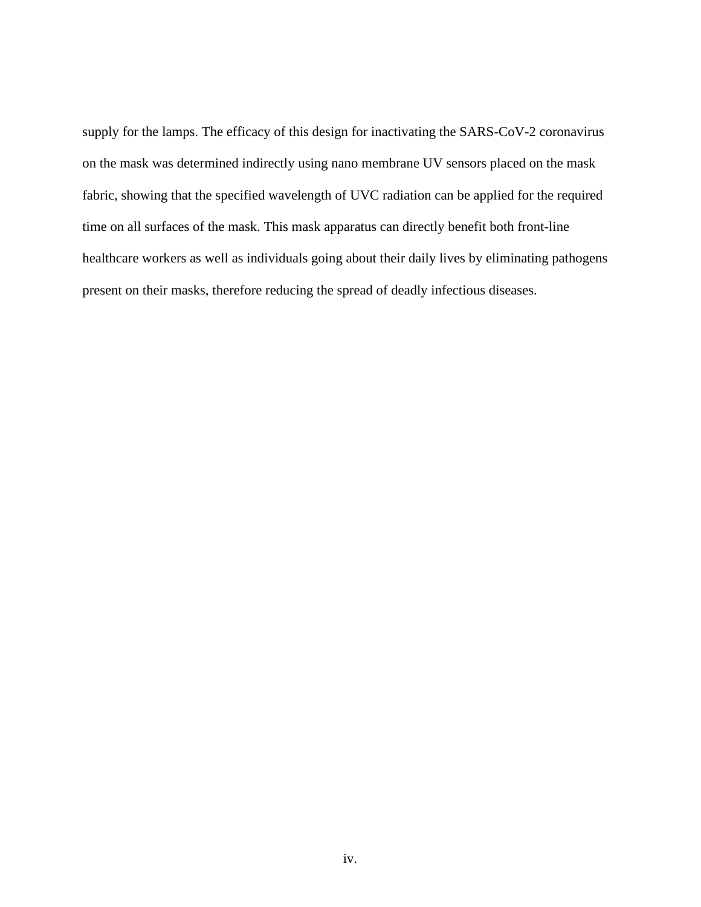supply for the lamps. The efficacy of this design for inactivating the SARS-CoV-2 coronavirus on the mask was determined indirectly using nano membrane UV sensors placed on the mask fabric, showing that the specified wavelength of UVC radiation can be applied for the required time on all surfaces of the mask. This mask apparatus can directly benefit both front-line healthcare workers as well as individuals going about their daily lives by eliminating pathogens present on their masks, therefore reducing the spread of deadly infectious diseases.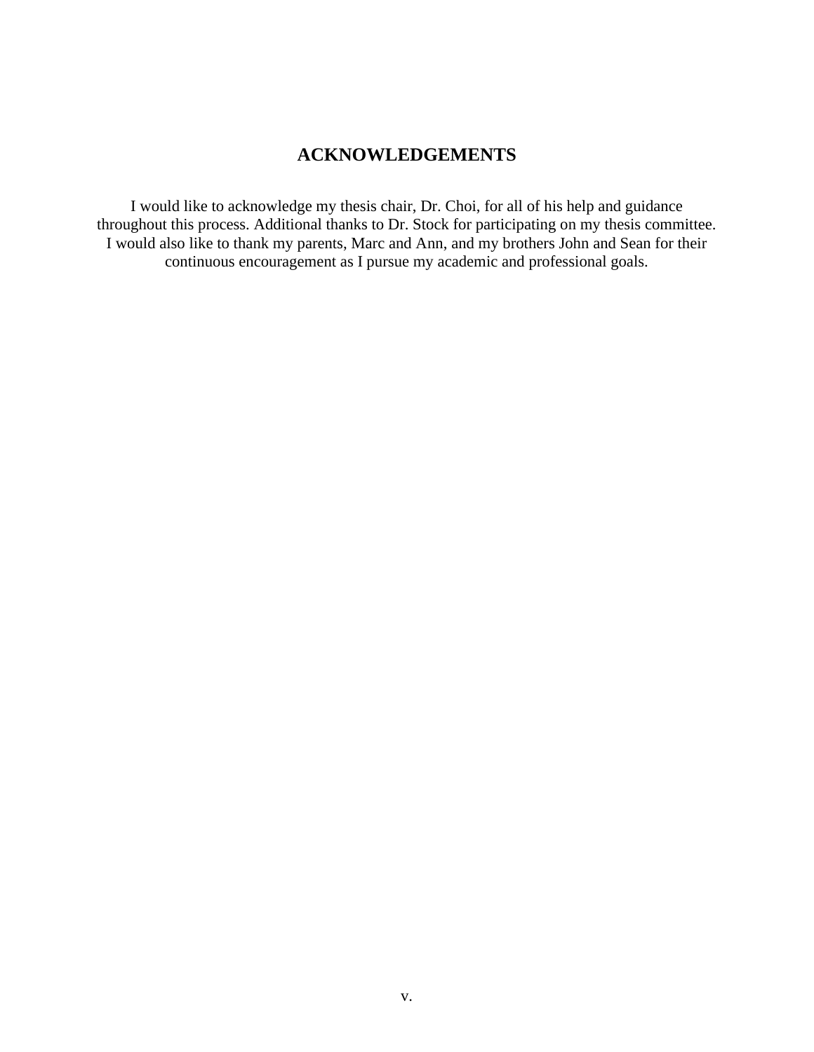# ACKNOWLEDGEMENTS

I would like to acknowledge my thesis chair, Dr. Choi, for all of his help and guidance throughout this process. Additional thanks to Dr. Stock for participating on my thesis committee. I would also like to thank my parents, Marc and Ann, and my brothers John and Sean for their continuous encouragement as I pursue my academic and professional goals.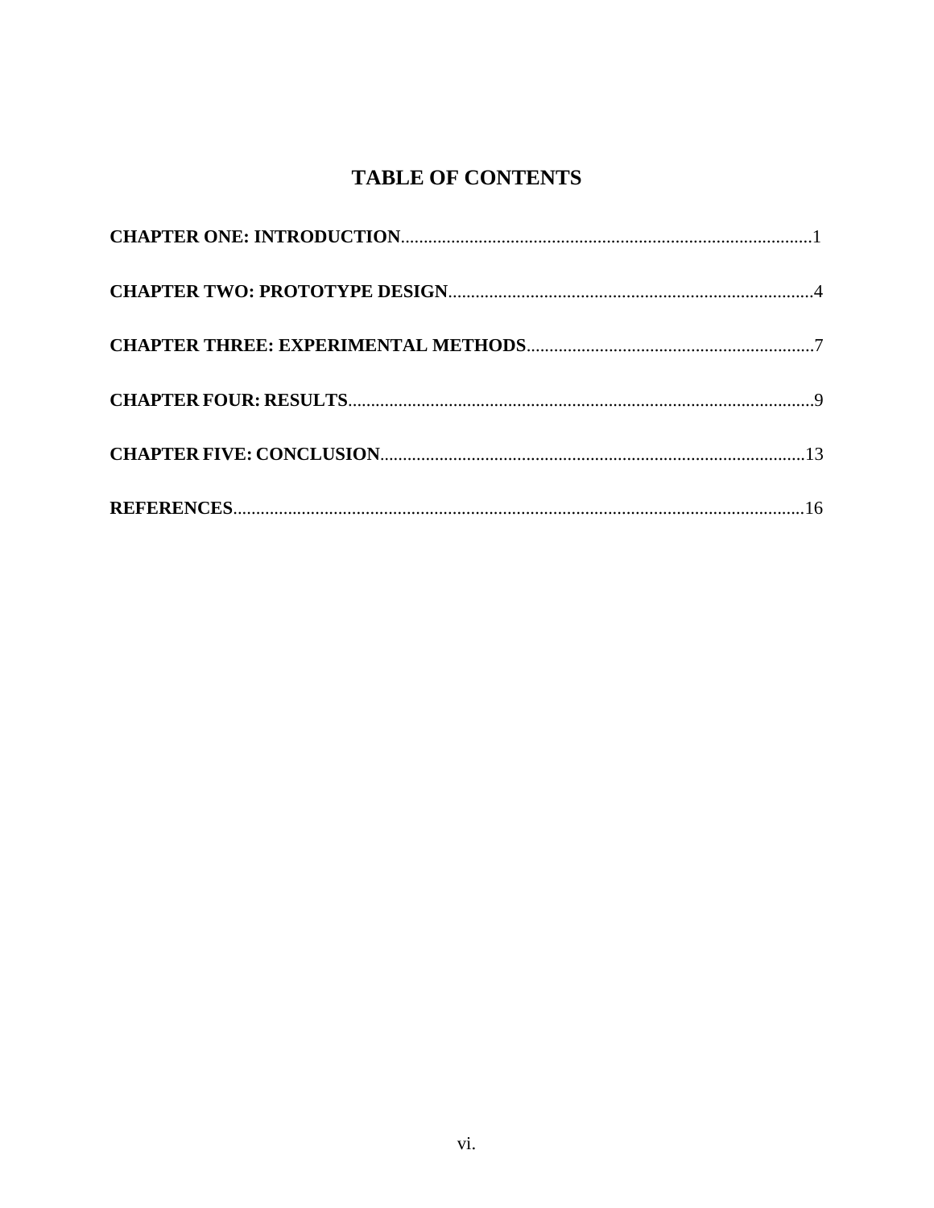# TABLE OF CONTENTS

**CHAPTER ONE: INTRODUCTION**..........................................................................................1

**CHAPTER TWO: PROTOTYPE DESIGN**................................................................................4

**CHAPTER THREE: EXPERIMENTAL METHODS**...............................................................7

**CHAPTER FOUR: RESULTS**......................................................................................................9

**CHAPTER FIVE: CONCLUSION**.............................................................................................13

**REFERENCES**.............................................................................................................................16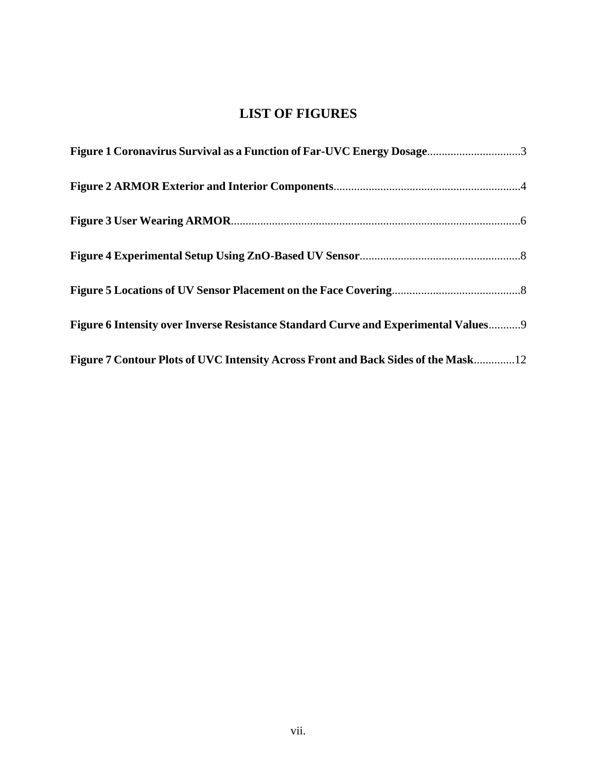# LIST OF FIGURES

**Figure 1 Coronavirus Survival as a Function of Far-UVC Energy Dosage**................................3

**Figure 2 ARMOR Exterior and Interior Components**...............................................................4

**Figure 3 User Wearing ARMOR**..................................................................................................6

**Figure 4 Experimental Setup Using ZnO-Based UV Sensor**.......................................................8

**Figure 5 Locations of UV Sensor Placement on the Face Covering**............................................8

**Figure 6 Intensity over Inverse Resistance Standard Curve and Experimental Values**...........9

**Figure 7 Contour Plots of UVC Intensity Across Front and Back Sides of the Mask**.............12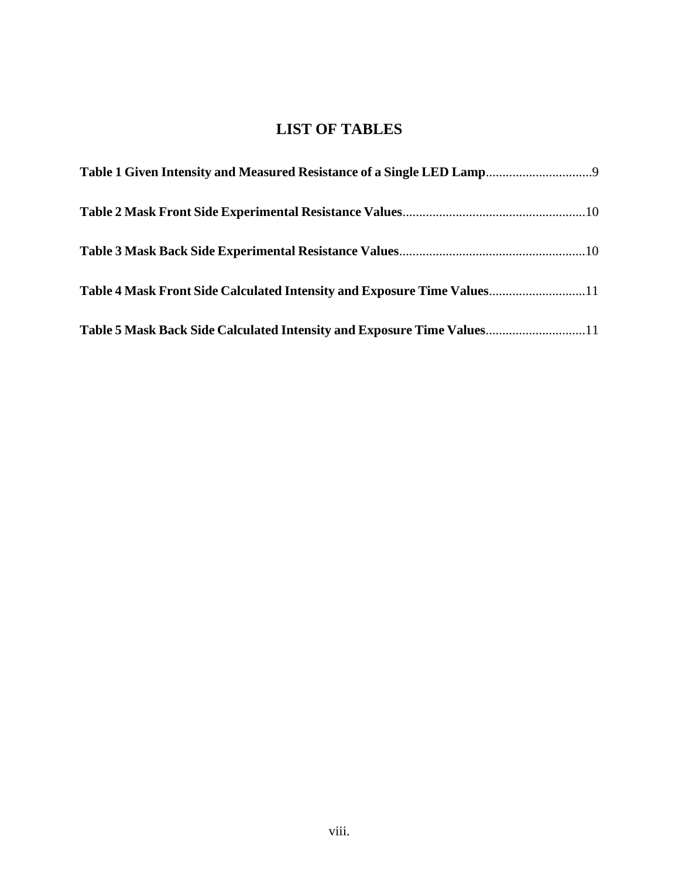# LIST OF TABLES

**Table 1 Given Intensity and Measured Resistance of a Single LED Lamp**................................9

**Table 2 Mask Front Side Experimental Resistance Values**.......................................................10

**Table 3 Mask Back Side Experimental Resistance Values**........................................................10

**Table 4 Mask Front Side Calculated Intensity and Exposure Time Values**.............................11

**Table 5 Mask Back Side Calculated Intensity and Exposure Time Values**..............................11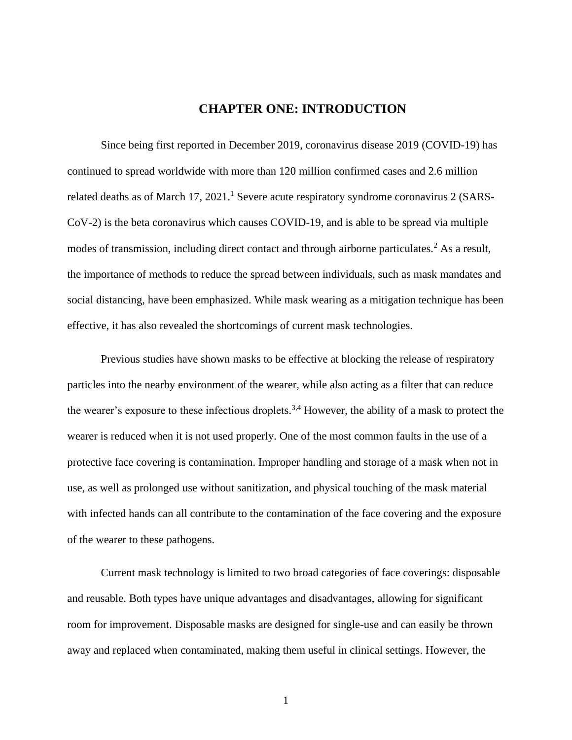# CHAPTER ONE: INTRODUCTION

Since being first reported in December 2019, coronavirus disease 2019 (COVID-19) has continued to spread worldwide with more than 120 million confirmed cases and 2.6 million related deaths as of March 17, 2021.[1] Severe acute respiratory syndrome coronavirus 2 (SARS-CoV-2) is the beta coronavirus which causes COVID-19, and is able to be spread via multiple modes of transmission, including direct contact and through airborne particulates.[2] As a result, the importance of methods to reduce the spread between individuals, such as mask mandates and social distancing, have been emphasized. While mask wearing as a mitigation technique has been effective, it has also revealed the shortcomings of current mask technologies.

Previous studies have shown masks to be effective at blocking the release of respiratory particles into the nearby environment of the wearer, while also acting as a filter that can reduce the wearer's exposure to these infectious droplets.[3,4] However, the ability of a mask to protect the wearer is reduced when it is not used properly. One of the most common faults in the use of a protective face covering is contamination. Improper handling and storage of a mask when not in use, as well as prolonged use without sanitization, and physical touching of the mask material with infected hands can all contribute to the contamination of the face covering and the exposure of the wearer to these pathogens.

Current mask technology is limited to two broad categories of face coverings: disposable and reusable. Both types have unique advantages and disadvantages, allowing for significant room for improvement. Disposable masks are designed for single-use and can easily be thrown away and replaced when contaminated, making them useful in clinical settings. However, the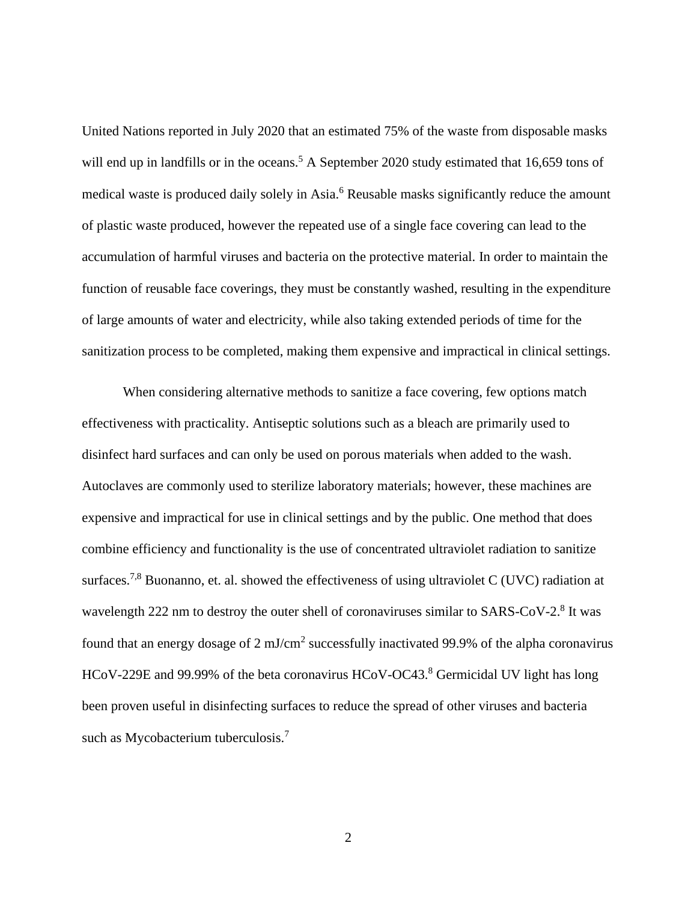United Nations reported in July 2020 that an estimated 75% of the waste from disposable masks will end up in landfills or in the oceans.[5] A September 2020 study estimated that 16,659 tons of medical waste is produced daily solely in Asia.[6] Reusable masks significantly reduce the amount of plastic waste produced, however the repeated use of a single face covering can lead to the accumulation of harmful viruses and bacteria on the protective material. In order to maintain the function of reusable face coverings, they must be constantly washed, resulting in the expenditure of large amounts of water and electricity, while also taking extended periods of time for the sanitization process to be completed, making them expensive and impractical in clinical settings.

When considering alternative methods to sanitize a face covering, few options match effectiveness with practicality. Antiseptic solutions such as a bleach are primarily used to disinfect hard surfaces and can only be used on porous materials when added to the wash. Autoclaves are commonly used to sterilize laboratory materials; however, these machines are expensive and impractical for use in clinical settings and by the public. One method that does combine efficiency and functionality is the use of concentrated ultraviolet radiation to sanitize surfaces.[7,8] Buonanno, et. al. showed the effectiveness of using ultraviolet C (UVC) radiation at wavelength 222 nm to destroy the outer shell of coronaviruses similar to SARS-CoV-2.[8] It was found that an energy dosage of 2 $mJ/cm^2$ successfully inactivated 99.9% of the alpha coronavirus HCoV-229E and 99.99% of the beta coronavirus HCoV-OC43.[8] Germicidal UV light has long been proven useful in disinfecting surfaces to reduce the spread of other viruses and bacteria such as Mycobacterium tuberculosis.[7]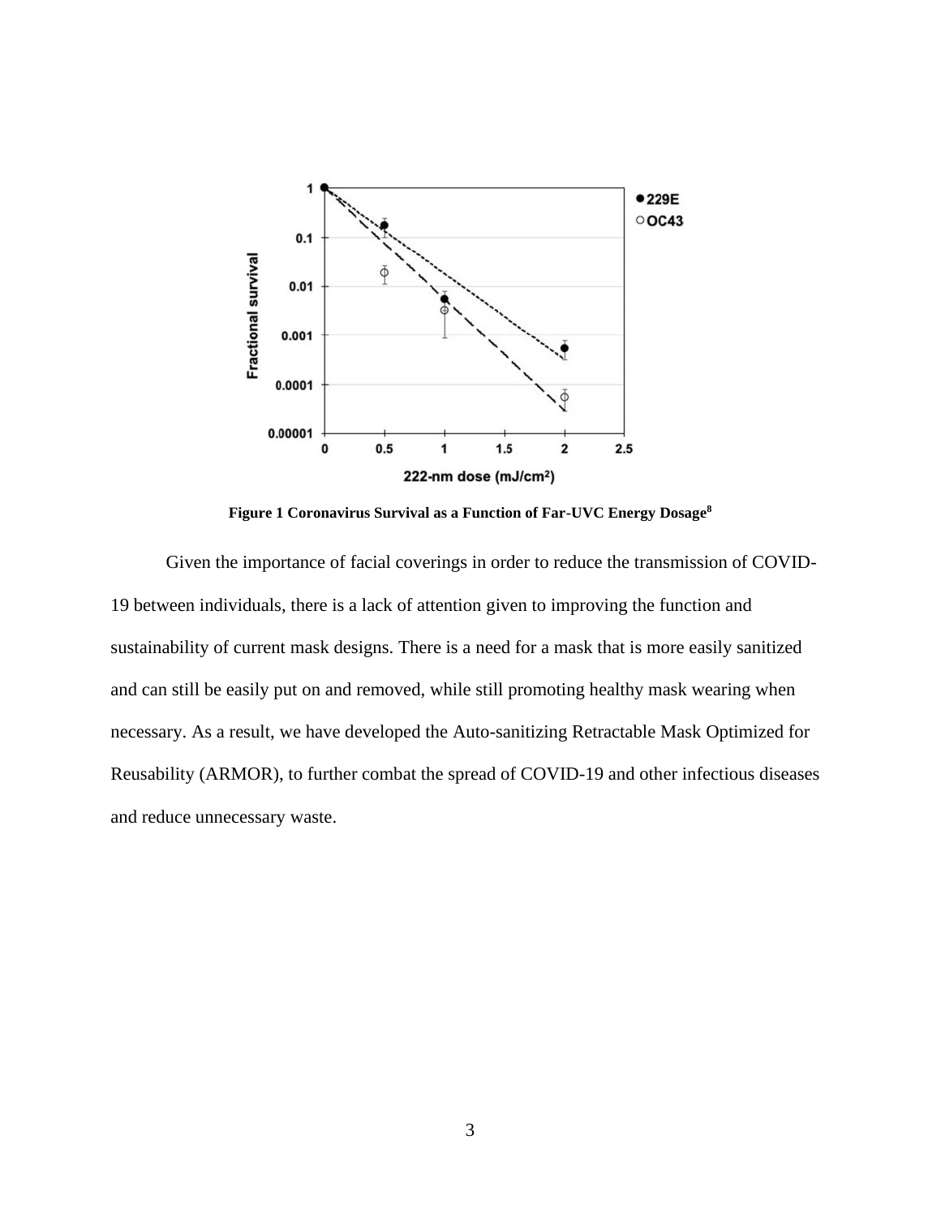**Figure 1 Coronavirus Survival as a Function of Far-UVC Energy Dosage[8]**

Given the importance of facial coverings in order to reduce the transmission of COVID-19 between individuals, there is a lack of attention given to improving the function and sustainability of current mask designs. There is a need for a mask that is more easily sanitized and can still be easily put on and removed, while still promoting healthy mask wearing when necessary. As a result, we have developed the Auto-sanitizing Retractable Mask Optimized for Reusability (ARMOR), to further combat the spread of COVID-19 and other infectious diseases and reduce unnecessary waste.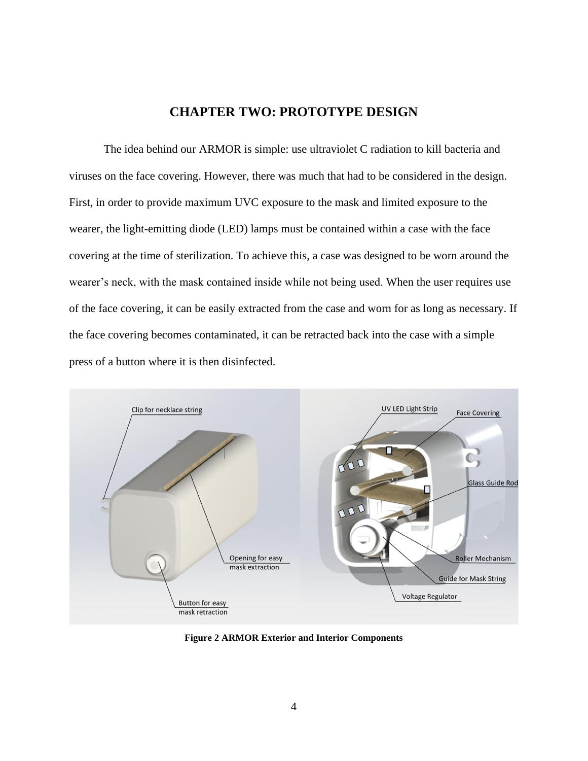# CHAPTER TWO: PROTOTYPE DESIGN

The idea behind our ARMOR is simple: use ultraviolet C radiation to kill bacteria and viruses on the face covering. However, there was much that had to be considered in the design. First, in order to provide maximum UVC exposure to the mask and limited exposure to the wearer, the light-emitting diode (LED) lamps must be contained within a case with the face covering at the time of sterilization. To achieve this, a case was designed to be worn around the wearer's neck, with the mask contained inside while not being used. When the user requires use of the face covering, it can be easily extracted from the case and worn for as long as necessary. If the face covering becomes contaminated, it can be retracted back into the case with a simple press of a button where it is then disinfected.

**Figure 2 ARMOR Exterior and Interior Components**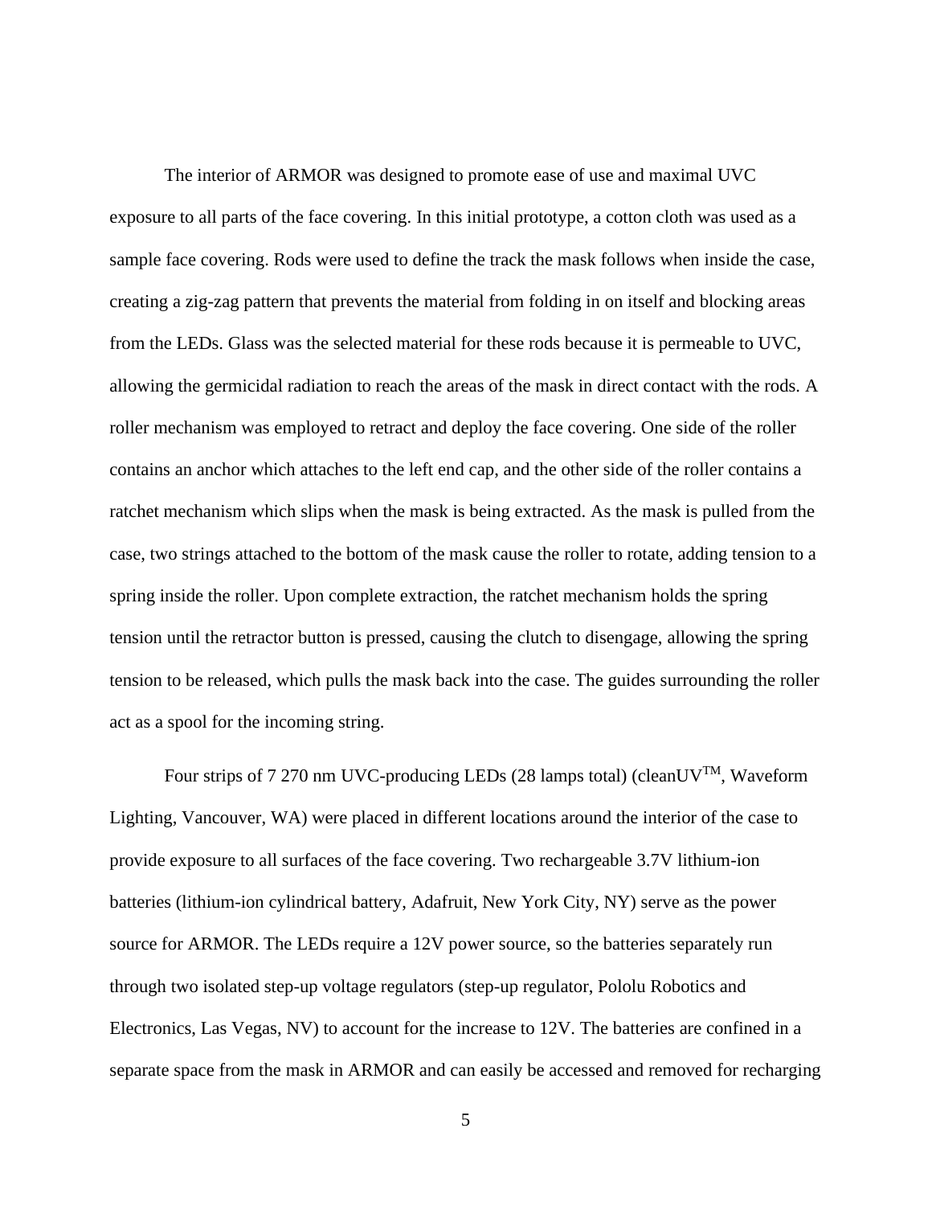The interior of ARMOR was designed to promote ease of use and maximal UVC exposure to all parts of the face covering. In this initial prototype, a cotton cloth was used as a sample face covering. Rods were used to define the track the mask follows when inside the case, creating a zig-zag pattern that prevents the material from folding in on itself and blocking areas from the LEDs. Glass was the selected material for these rods because it is permeable to UVC, allowing the germicidal radiation to reach the areas of the mask in direct contact with the rods. A roller mechanism was employed to retract and deploy the face covering. One side of the roller contains an anchor which attaches to the left end cap, and the other side of the roller contains a ratchet mechanism which slips when the mask is being extracted. As the mask is pulled from the case, two strings attached to the bottom of the mask cause the roller to rotate, adding tension to a spring inside the roller. Upon complete extraction, the ratchet mechanism holds the spring tension until the retractor button is pressed, causing the clutch to disengage, allowing the spring tension to be released, which pulls the mask back into the case. The guides surrounding the roller act as a spool for the incoming string.

Four strips of 7 270 nm UVC-producing LEDs (28 lamps total) (cleanUV™, Waveform Lighting, Vancouver, WA) were placed in different locations around the interior of the case to provide exposure to all surfaces of the face covering. Two rechargeable 3.7V lithium-ion batteries (lithium-ion cylindrical battery, Adafruit, New York City, NY) serve as the power source for ARMOR. The LEDs require a 12V power source, so the batteries separately run through two isolated step-up voltage regulators (step-up regulator, Pololu Robotics and Electronics, Las Vegas, NV) to account for the increase to 12V. The batteries are confined in a separate space from the mask in ARMOR and can easily be accessed and removed for recharging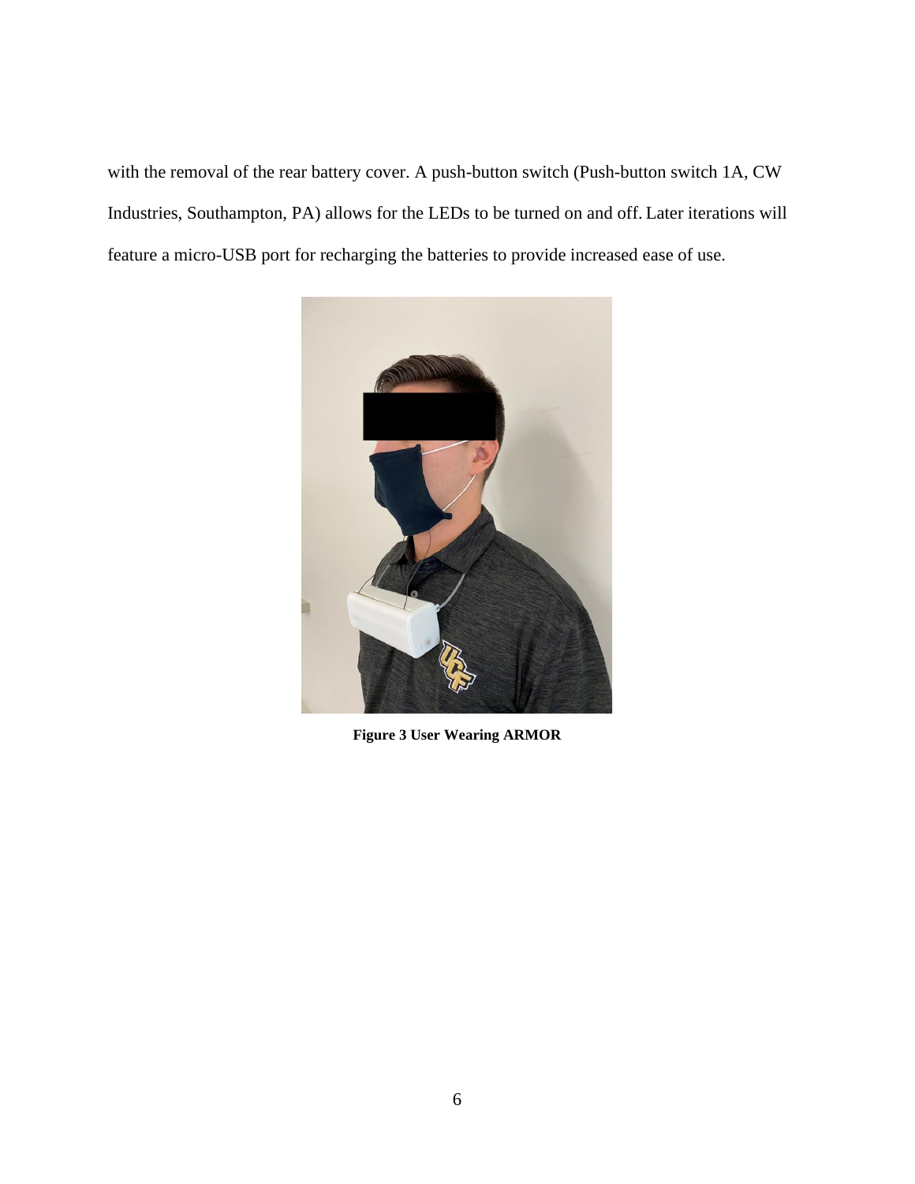with the removal of the rear battery cover. A push-button switch (Push-button switch 1A, CW Industries, Southampton, PA) allows for the LEDs to be turned on and off. Later iterations will feature a micro-USB port for recharging the batteries to provide increased ease of use.

**Figure 3 User Wearing ARMOR**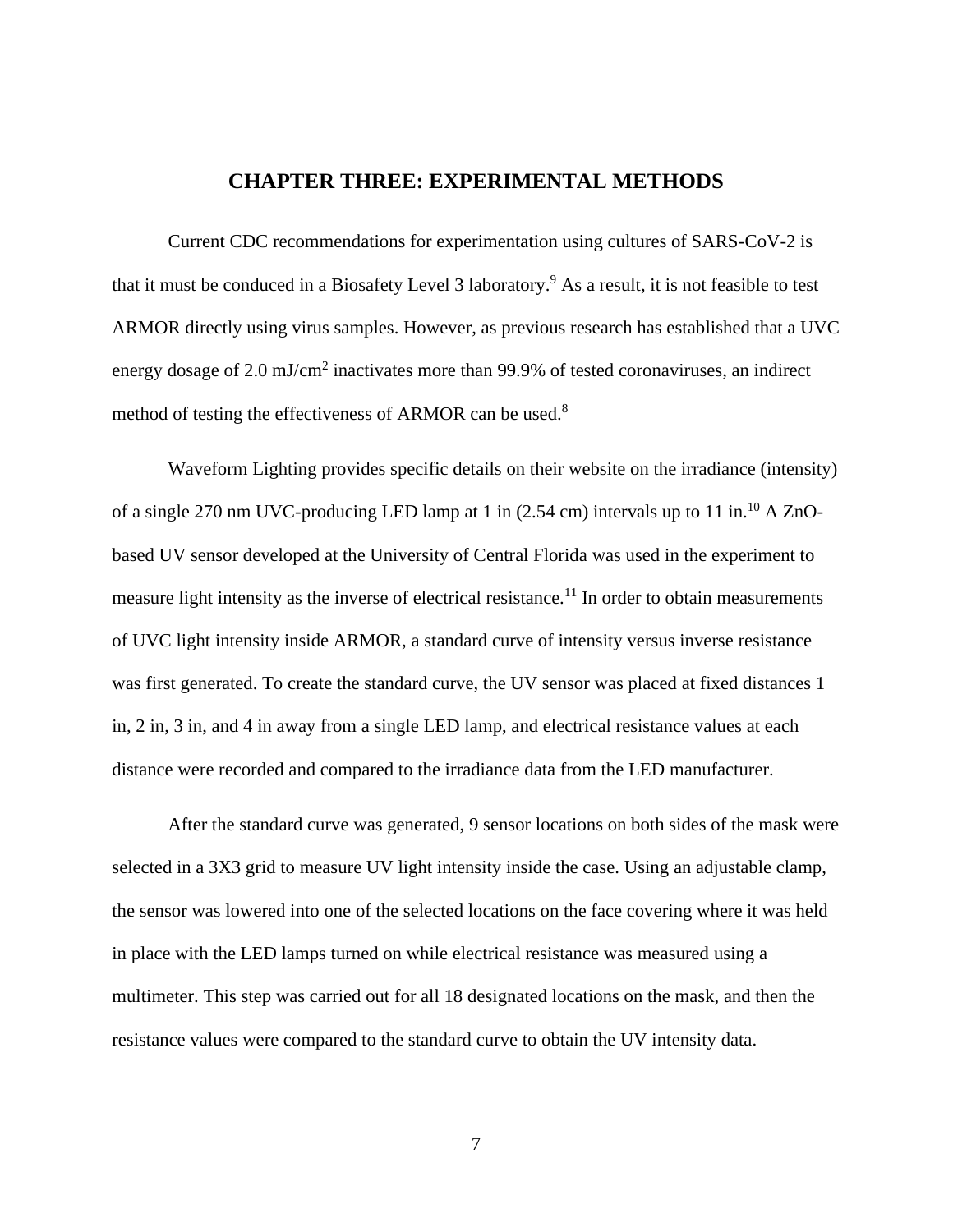# CHAPTER THREE: EXPERIMENTAL METHODS

Current CDC recommendations for experimentation using cultures of SARS-CoV-2 is that it must be conduced in a Biosafety Level 3 laboratory.[9] As a result, it is not feasible to test ARMOR directly using virus samples. However, as previous research has established that a UVC energy dosage of 2.0 mJ/cm$^2$ inactivates more than 99.9% of tested coronaviruses, an indirect method of testing the effectiveness of ARMOR can be used.[8]

Waveform Lighting provides specific details on their website on the irradiance (intensity) of a single 270 nm UVC-producing LED lamp at 1 in (2.54 cm) intervals up to 11 in.[10] A ZnO-based UV sensor developed at the University of Central Florida was used in the experiment to measure light intensity as the inverse of electrical resistance.[11] In order to obtain measurements of UVC light intensity inside ARMOR, a standard curve of intensity versus inverse resistance was first generated. To create the standard curve, the UV sensor was placed at fixed distances 1 in, 2 in, 3 in, and 4 in away from a single LED lamp, and electrical resistance values at each distance were recorded and compared to the irradiance data from the LED manufacturer.

After the standard curve was generated, 9 sensor locations on both sides of the mask were selected in a 3X3 grid to measure UV light intensity inside the case. Using an adjustable clamp, the sensor was lowered into one of the selected locations on the face covering where it was held in place with the LED lamps turned on while electrical resistance was measured using a multimeter. This step was carried out for all 18 designated locations on the mask, and then the resistance values were compared to the standard curve to obtain the UV intensity data.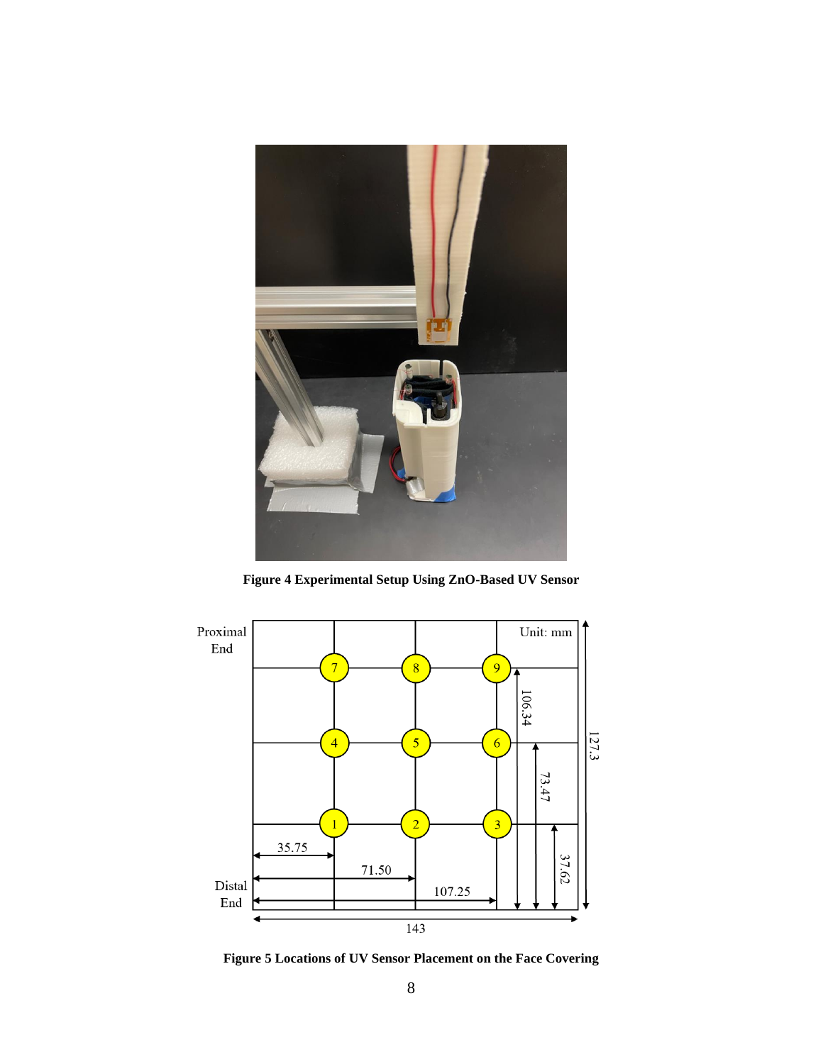**Figure 4 Experimental Setup Using ZnO-Based UV Sensor**

**Figure 5 Locations of UV Sensor Placement on the Face Covering**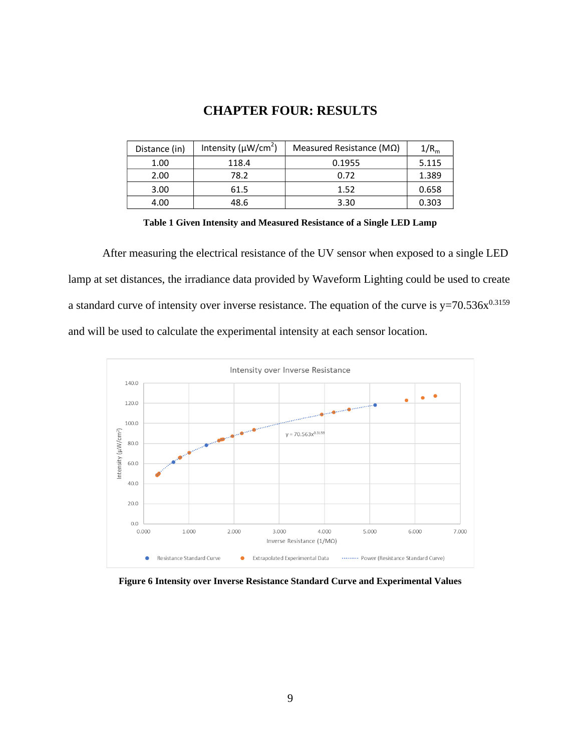# CHAPTER FOUR: RESULTS

| Distance (in) | Intensity (μW/cm$^2$) | Measured Resistance (MΩ) | $1/R_m$ |
|---|---|---|---|
| 1.00 | 118.4 | 0.1955 | 5.115 |
| 2.00 | 78.2 | 0.72 | 1.389 |
| 3.00 | 61.5 | 1.52 | 0.658 |
| 4.00 | 48.6 | 3.30 | 0.303 |

**Table 1 Given Intensity and Measured Resistance of a Single LED Lamp**

After measuring the electrical resistance of the UV sensor when exposed to a single LED lamp at set distances, the irradiance data provided by Waveform Lighting could be used to create a standard curve of intensity over inverse resistance. The equation of the curve is $y=70.536x^{0.3159}$ and will be used to calculate the experimental intensity at each sensor location.

**Figure 6 Intensity over Inverse Resistance Standard Curve and Experimental Values**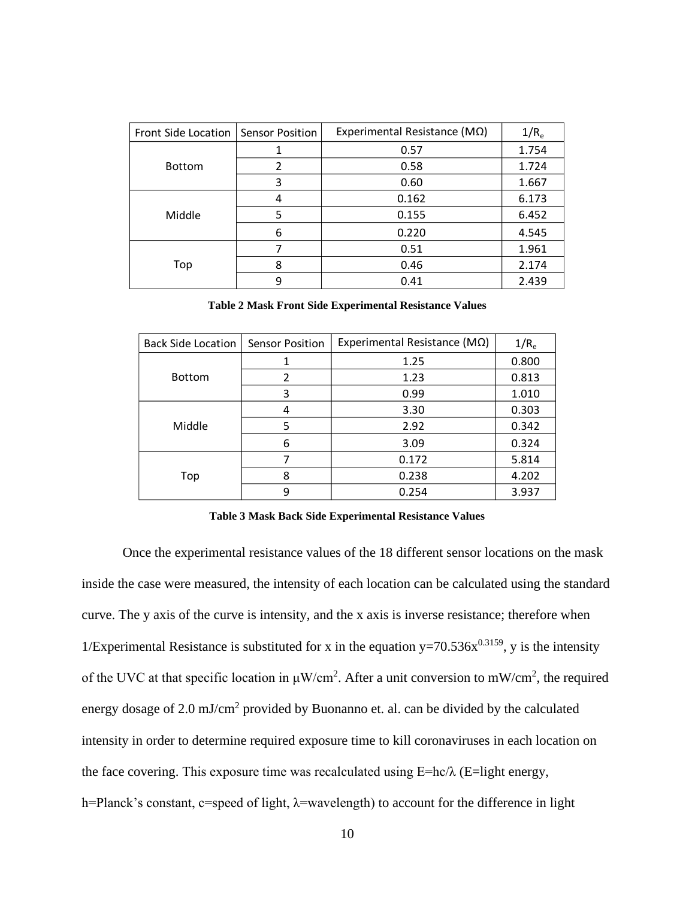| Front Side Location | Sensor Position | Experimental Resistance (MΩ) | $1/R_e$ |
|---|---|---|---|
| Bottom | 1 | 0.57 | 1.754 |
| | 2 | 0.58 | 1.724 |
| | 3 | 0.60 | 1.667 |
| Middle | 4 | 0.162 | 6.173 |
| | 5 | 0.155 | 6.452 |
| | 6 | 0.220 | 4.545 |
| Top | 7 | 0.51 | 1.961 |
| | 8 | 0.46 | 2.174 |
| | 9 | 0.41 | 2.439 |

**Table 2 Mask Front Side Experimental Resistance Values**

| Back Side Location | Sensor Position | Experimental Resistance (MΩ) | $1/R_e$ |
|---|---|---|---|
| Bottom | 1 | 1.25 | 0.800 |
| | 2 | 1.23 | 0.813 |
| | 3 | 0.99 | 1.010 |
| Middle | 4 | 3.30 | 0.303 |
| | 5 | 2.92 | 0.342 |
| | 6 | 3.09 | 0.324 |
| Top | 7 | 0.172 | 5.814 |
| | 8 | 0.238 | 4.202 |
| | 9 | 0.254 | 3.937 |

**Table 3 Mask Back Side Experimental Resistance Values**

Once the experimental resistance values of the 18 different sensor locations on the mask inside the case were measured, the intensity of each location can be calculated using the standard curve. The y axis of the curve is intensity, and the x axis is inverse resistance; therefore when 1/Experimental Resistance is substituted for x in the equation $y=70.536x^{0.3159}$, y is the intensity of the UVC at that specific location in μW/cm$^2$. After a unit conversion to mW/cm$^2$, the required energy dosage of 2.0 mJ/cm$^2$ provided by Buonanno et. al. can be divided by the calculated intensity in order to determine required exposure time to kill coronaviruses in each location on the face covering. This exposure time was recalculated using $E=hc/\lambda$ (E=light energy, h=Planck's constant, c=speed of light, λ=wavelength) to account for the difference in light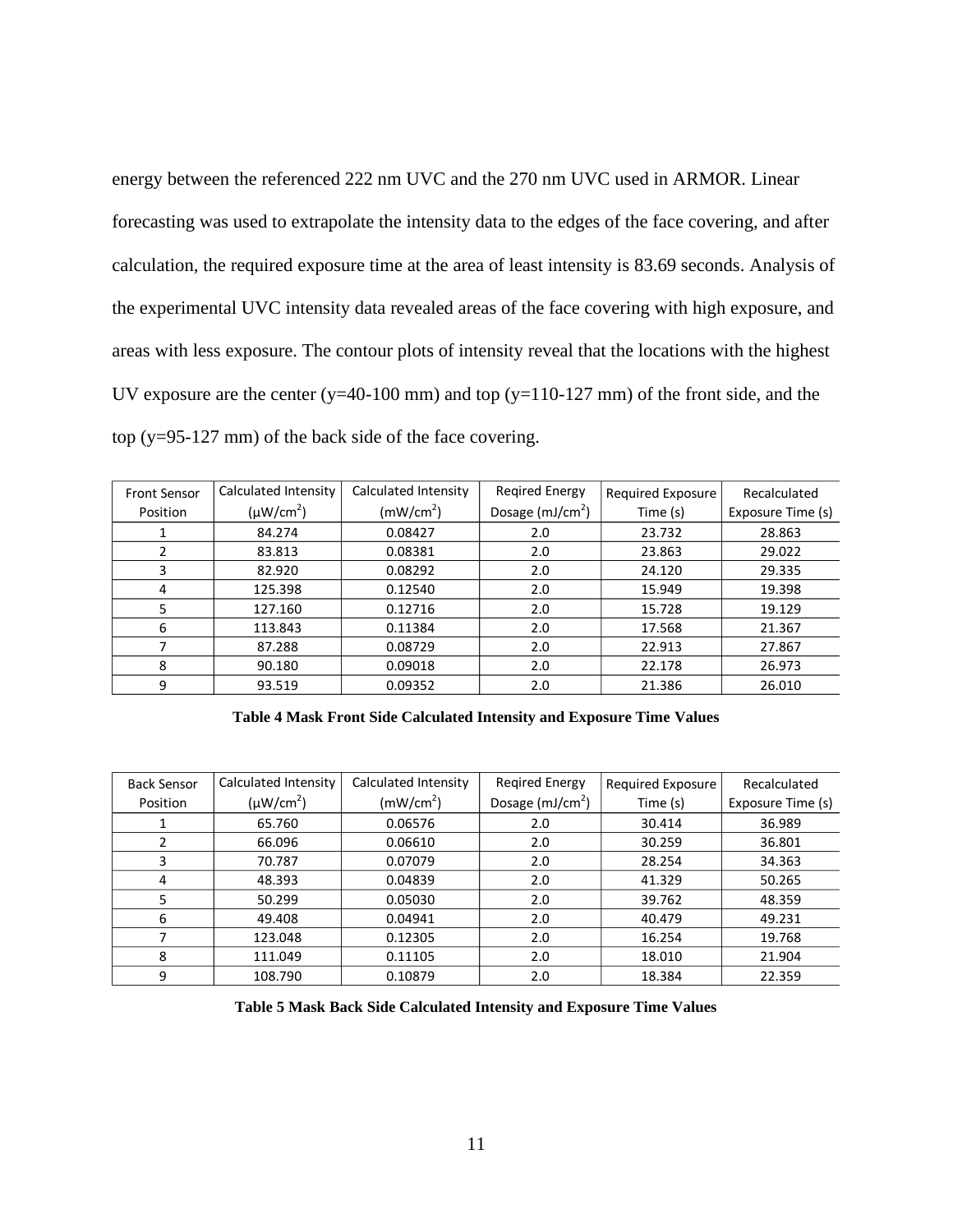energy between the referenced 222 nm UVC and the 270 nm UVC used in ARMOR. Linear forecasting was used to extrapolate the intensity data to the edges of the face covering, and after calculation, the required exposure time at the area of least intensity is 83.69 seconds. Analysis of the experimental UVC intensity data revealed areas of the face covering with high exposure, and areas with less exposure. The contour plots of intensity reveal that the locations with the highest UV exposure are the center (y=40-100 mm) and top (y=110-127 mm) of the front side, and the top (y=95-127 mm) of the back side of the face covering.

| Front Sensor Position | Calculated Intensity (μW/cm$^2$) | Calculated Intensity (mW/cm$^2$) | Reqired Energy Dosage (mJ/cm$^2$) | Required Exposure Time (s) | Recalculated Exposure Time (s) |
|---|---|---|---|---|---|
| 1 | 84.274 | 0.08427 | 2.0 | 23.732 | 28.863 |
| 2 | 83.813 | 0.08381 | 2.0 | 23.863 | 29.022 |
| 3 | 82.920 | 0.08292 | 2.0 | 24.120 | 29.335 |
| 4 | 125.398 | 0.12540 | 2.0 | 15.949 | 19.398 |
| 5 | 127.160 | 0.12716 | 2.0 | 15.728 | 19.129 |
| 6 | 113.843 | 0.11384 | 2.0 | 17.568 | 21.367 |
| 7 | 87.288 | 0.08729 | 2.0 | 22.913 | 27.867 |
| 8 | 90.180 | 0.09018 | 2.0 | 22.178 | 26.973 |
| 9 | 93.519 | 0.09352 | 2.0 | 21.386 | 26.010 |

**Table 4 Mask Front Side Calculated Intensity and Exposure Time Values**

| Back Sensor Position | Calculated Intensity (μW/cm$^2$) | Calculated Intensity (mW/cm$^2$) | Reqired Energy Dosage (mJ/cm$^2$) | Required Exposure Time (s) | Recalculated Exposure Time (s) |
|---|---|---|---|---|---|
| 1 | 65.760 | 0.06576 | 2.0 | 30.414 | 36.989 |
| 2 | 66.096 | 0.06610 | 2.0 | 30.259 | 36.801 |
| 3 | 70.787 | 0.07079 | 2.0 | 28.254 | 34.363 |
| 4 | 48.393 | 0.04839 | 2.0 | 41.329 | 50.265 |
| 5 | 50.299 | 0.05030 | 2.0 | 39.762 | 48.359 |
| 6 | 49.408 | 0.04941 | 2.0 | 40.479 | 49.231 |
| 7 | 123.048 | 0.12305 | 2.0 | 16.254 | 19.768 |
| 8 | 111.049 | 0.11105 | 2.0 | 18.010 | 21.904 |
| 9 | 108.790 | 0.10879 | 2.0 | 18.384 | 22.359 |

**Table 5 Mask Back Side Calculated Intensity and Exposure Time Values**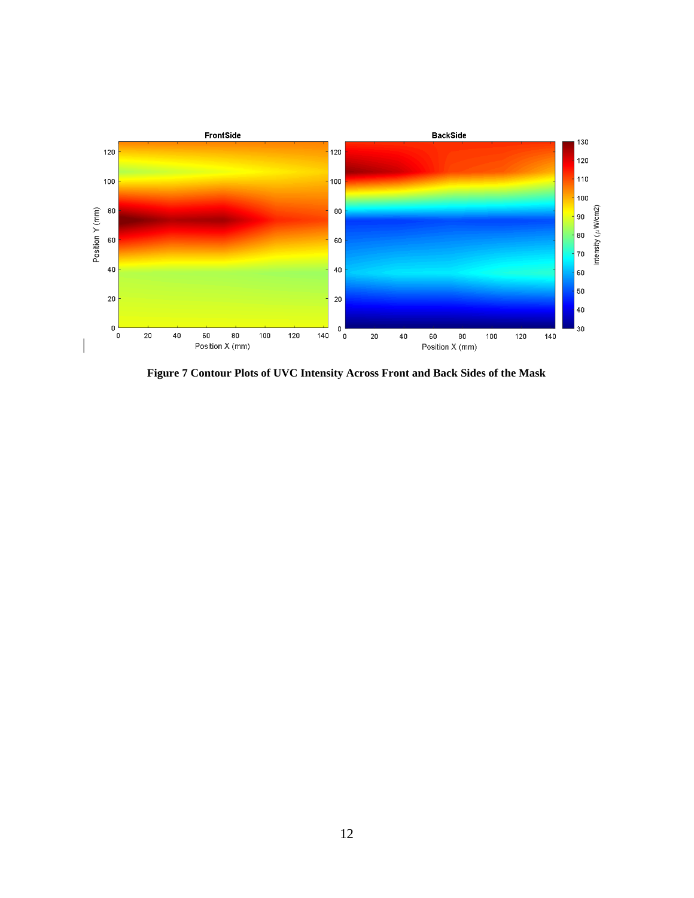**Figure 7 Contour Plots of UVC Intensity Across Front and Back Sides of the Mask**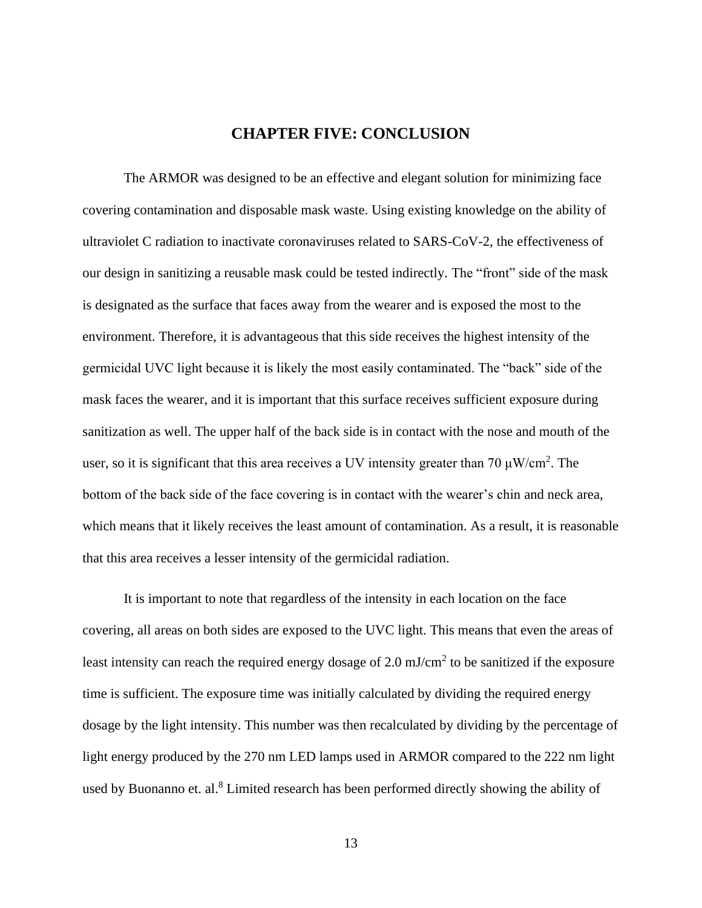# CHAPTER FIVE: CONCLUSION

The ARMOR was designed to be an effective and elegant solution for minimizing face covering contamination and disposable mask waste. Using existing knowledge on the ability of ultraviolet C radiation to inactivate coronaviruses related to SARS-CoV-2, the effectiveness of our design in sanitizing a reusable mask could be tested indirectly. The "front" side of the mask is designated as the surface that faces away from the wearer and is exposed the most to the environment. Therefore, it is advantageous that this side receives the highest intensity of the germicidal UVC light because it is likely the most easily contaminated. The "back" side of the mask faces the wearer, and it is important that this surface receives sufficient exposure during sanitization as well. The upper half of the back side is in contact with the nose and mouth of the user, so it is significant that this area receives a UV intensity greater than 70 $\mu W/cm^2$. The bottom of the back side of the face covering is in contact with the wearer's chin and neck area, which means that it likely receives the least amount of contamination. As a result, it is reasonable that this area receives a lesser intensity of the germicidal radiation.

It is important to note that regardless of the intensity in each location on the face covering, all areas on both sides are exposed to the UVC light. This means that even the areas of least intensity can reach the required energy dosage of 2.0 $mJ/cm^2$ to be sanitized if the exposure time is sufficient. The exposure time was initially calculated by dividing the required energy dosage by the light intensity. This number was then recalculated by dividing by the percentage of light energy produced by the 270 nm LED lamps used in ARMOR compared to the 222 nm light used by Buonanno et. al.[8] Limited research has been performed directly showing the ability of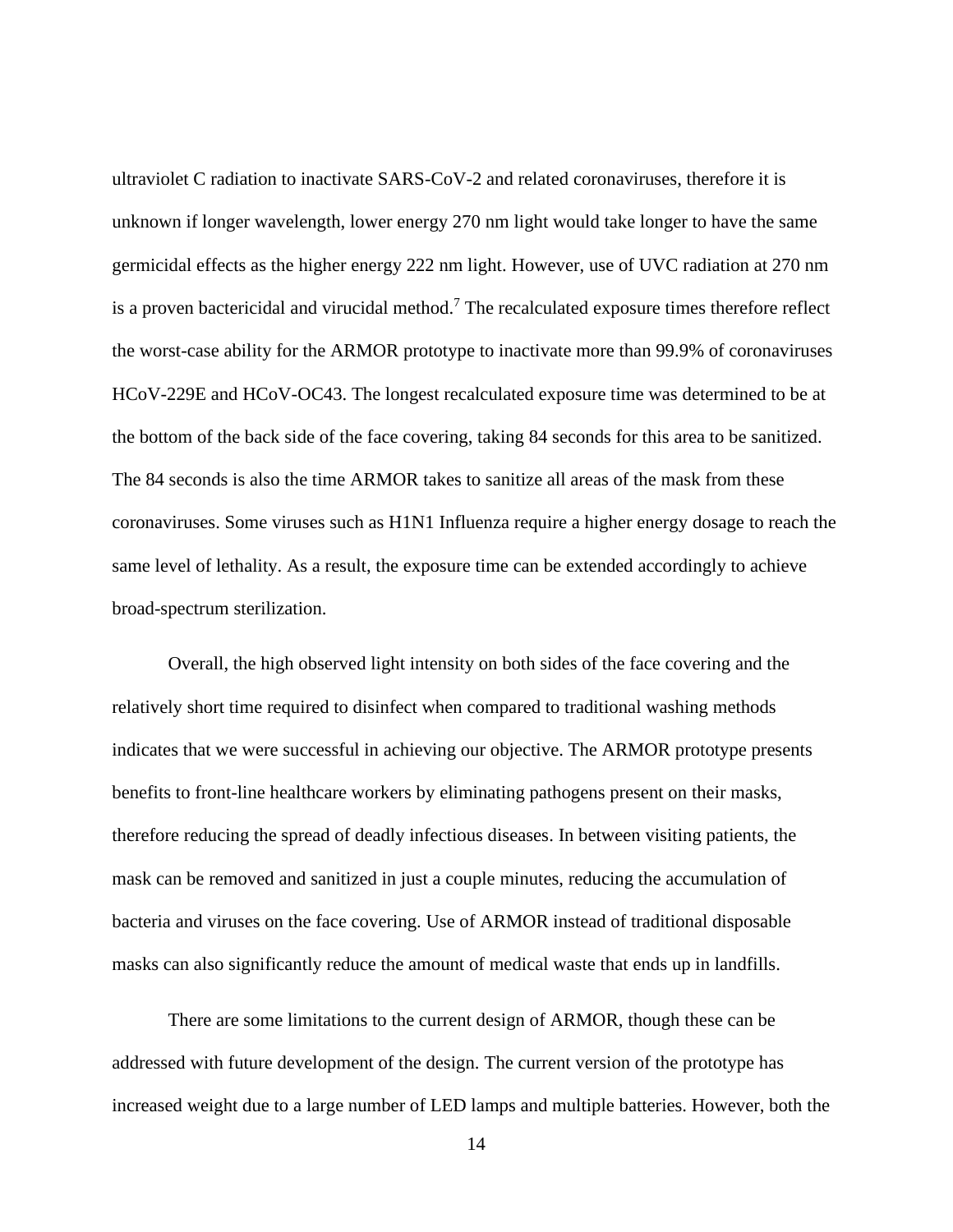ultraviolet C radiation to inactivate SARS-CoV-2 and related coronaviruses, therefore it is unknown if longer wavelength, lower energy 270 nm light would take longer to have the same germicidal effects as the higher energy 222 nm light. However, use of UVC radiation at 270 nm is a proven bactericidal and virucidal method.[7] The recalculated exposure times therefore reflect the worst-case ability for the ARMOR prototype to inactivate more than 99.9% of coronaviruses HCoV-229E and HCoV-OC43. The longest recalculated exposure time was determined to be at the bottom of the back side of the face covering, taking 84 seconds for this area to be sanitized. The 84 seconds is also the time ARMOR takes to sanitize all areas of the mask from these coronaviruses. Some viruses such as H1N1 Influenza require a higher energy dosage to reach the same level of lethality. As a result, the exposure time can be extended accordingly to achieve broad-spectrum sterilization.

Overall, the high observed light intensity on both sides of the face covering and the relatively short time required to disinfect when compared to traditional washing methods indicates that we were successful in achieving our objective. The ARMOR prototype presents benefits to front-line healthcare workers by eliminating pathogens present on their masks, therefore reducing the spread of deadly infectious diseases. In between visiting patients, the mask can be removed and sanitized in just a couple minutes, reducing the accumulation of bacteria and viruses on the face covering. Use of ARMOR instead of traditional disposable masks can also significantly reduce the amount of medical waste that ends up in landfills.

There are some limitations to the current design of ARMOR, though these can be addressed with future development of the design. The current version of the prototype has increased weight due to a large number of LED lamps and multiple batteries. However, both the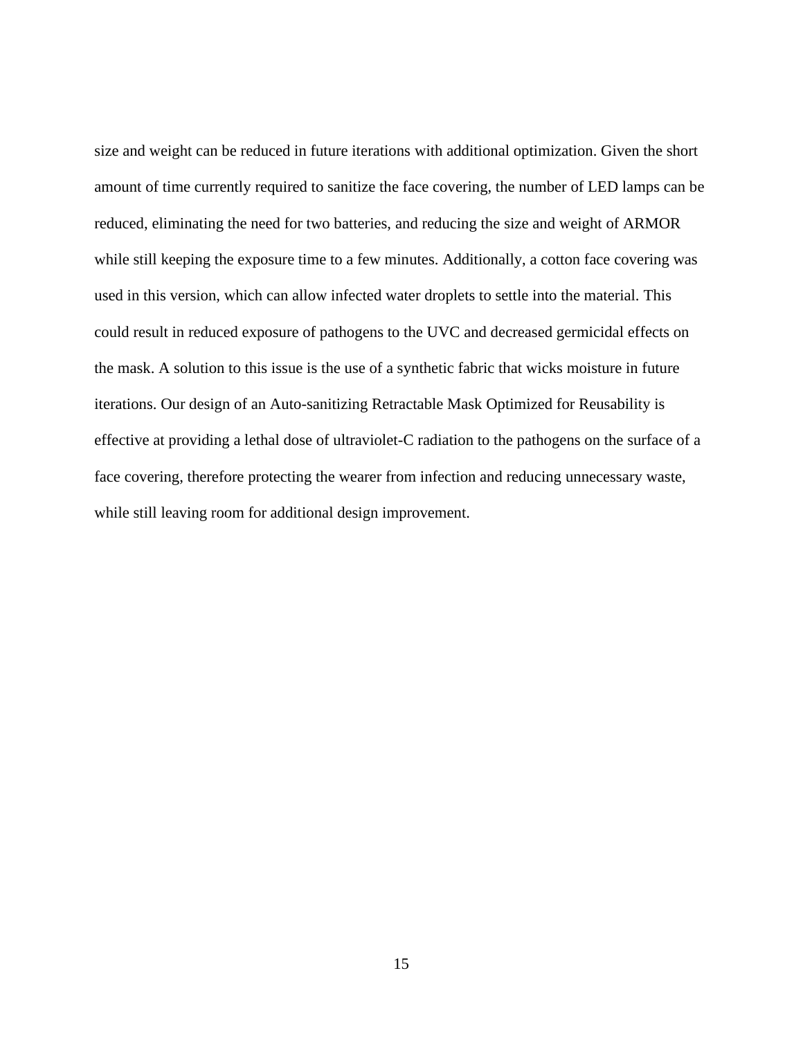size and weight can be reduced in future iterations with additional optimization. Given the short amount of time currently required to sanitize the face covering, the number of LED lamps can be reduced, eliminating the need for two batteries, and reducing the size and weight of ARMOR while still keeping the exposure time to a few minutes. Additionally, a cotton face covering was used in this version, which can allow infected water droplets to settle into the material. This could result in reduced exposure of pathogens to the UVC and decreased germicidal effects on the mask. A solution to this issue is the use of a synthetic fabric that wicks moisture in future iterations. Our design of an Auto-sanitizing Retractable Mask Optimized for Reusability is effective at providing a lethal dose of ultraviolet-C radiation to the pathogens on the surface of a face covering, therefore protecting the wearer from infection and reducing unnecessary waste, while still leaving room for additional design improvement.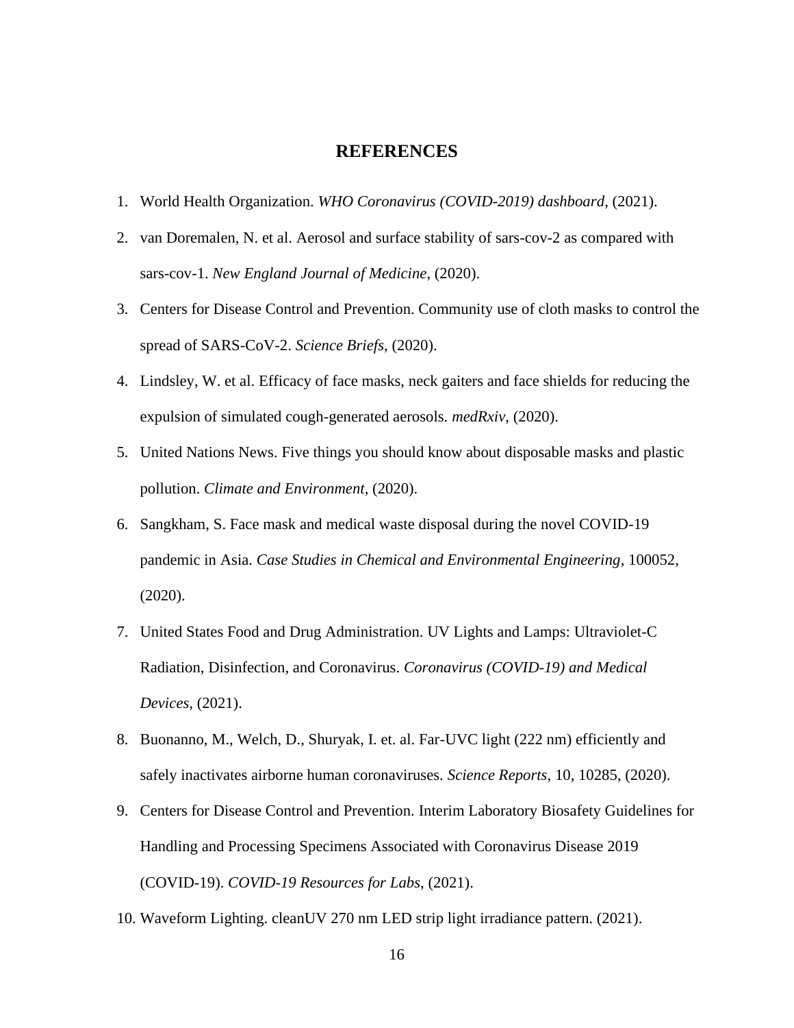# REFERENCES

1. World Health Organization. *WHO Coronavirus (COVID-2019) dashboard*, (2021).
2. van Doremalen, N. et al. Aerosol and surface stability of sars-cov-2 as compared with sars-cov-1. *New England Journal of Medicine*, (2020).
3. Centers for Disease Control and Prevention. Community use of cloth masks to control the spread of SARS-CoV-2. *Science Briefs*, (2020).
4. Lindsley, W. et al. Efficacy of face masks, neck gaiters and face shields for reducing the expulsion of simulated cough-generated aerosols. *medRxiv*, (2020).
5. United Nations News. Five things you should know about disposable masks and plastic pollution. *Climate and Environment*, (2020).
6. Sangkham, S. Face mask and medical waste disposal during the novel COVID-19 pandemic in Asia. *Case Studies in Chemical and Environmental Engineering*, 100052, (2020).
7. United States Food and Drug Administration. UV Lights and Lamps: Ultraviolet-C Radiation, Disinfection, and Coronavirus. *Coronavirus (COVID-19) and Medical Devices*, (2021).
8. Buonanno, M., Welch, D., Shuryak, I. et. al. Far-UVC light (222 nm) efficiently and safely inactivates airborne human coronaviruses. *Science Reports*, 10, 10285, (2020).
9. Centers for Disease Control and Prevention. Interim Laboratory Biosafety Guidelines for Handling and Processing Specimens Associated with Coronavirus Disease 2019 (COVID-19). *COVID-19 Resources for Labs*, (2021).
10. Waveform Lighting. cleanUV 270 nm LED strip light irradiance pattern. (2021).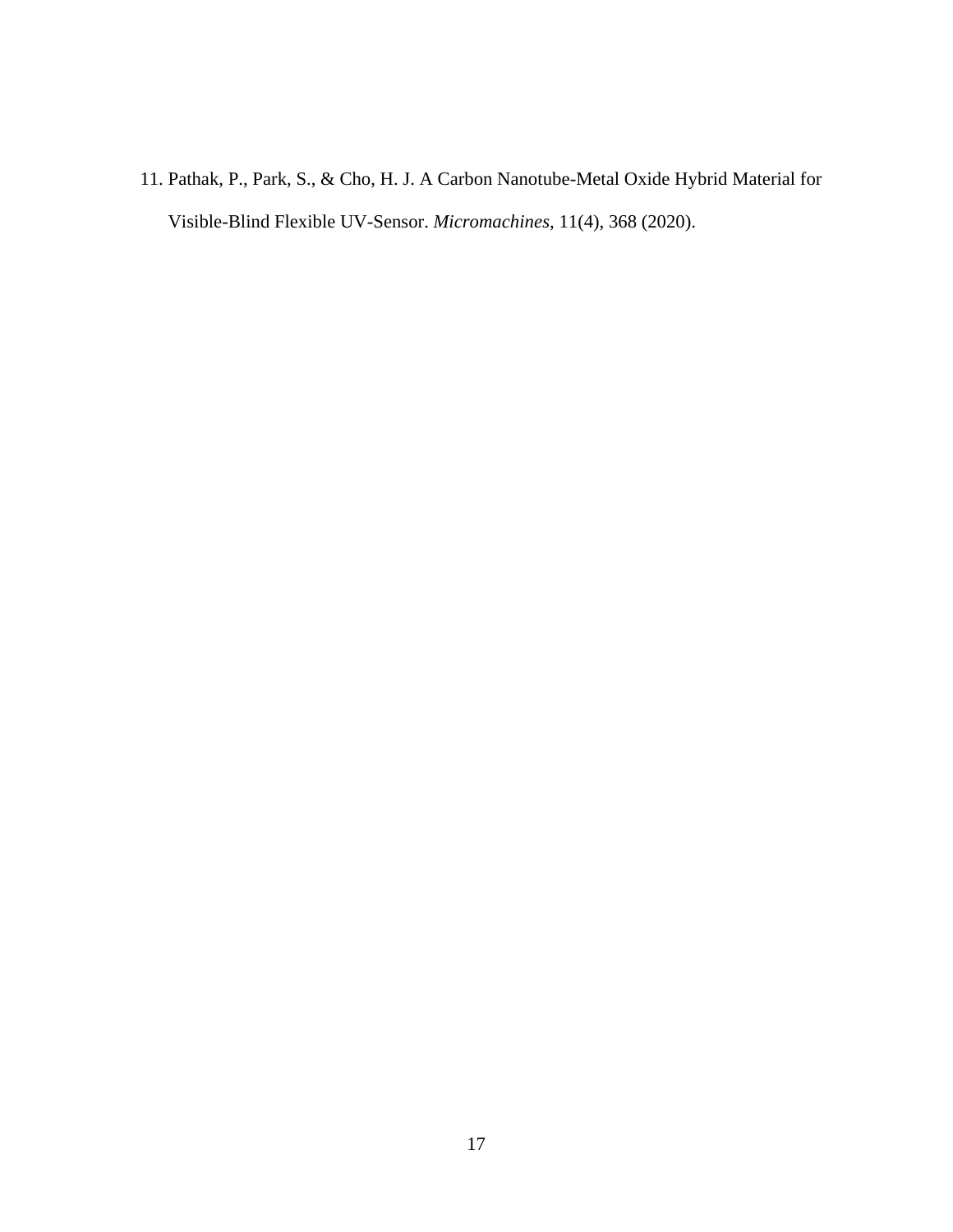11. Pathak, P., Park, S., & Cho, H. J. A Carbon Nanotube-Metal Oxide Hybrid Material for Visible-Blind Flexible UV-Sensor. *Micromachines*, 11(4), 368 (2020).